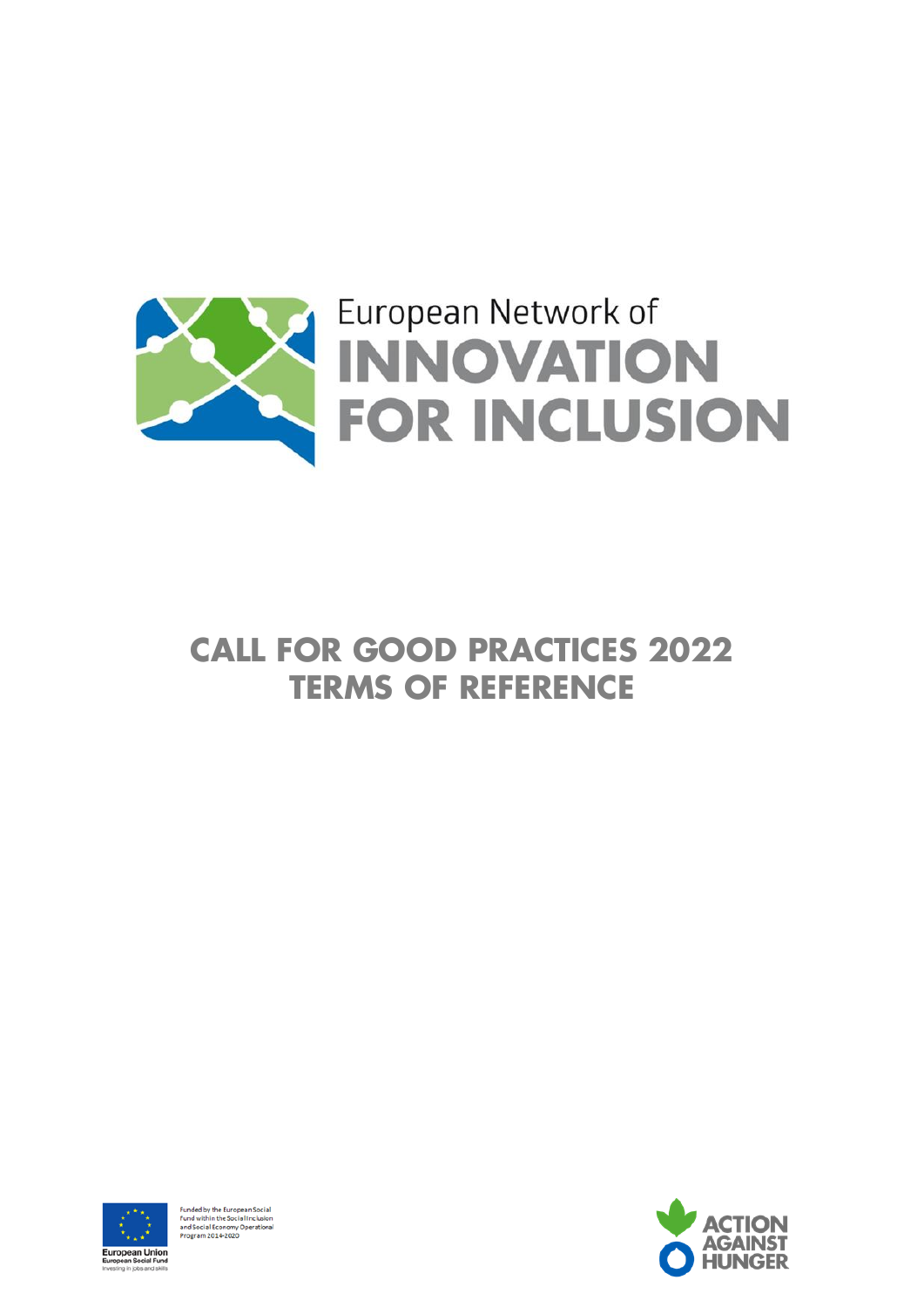European Network of
# INNOVATION FOR INCLUSION

# CALL FOR GOOD PRACTICES 2022
# TERMS OF REFERENCE

European Union
European Social Fund
Investing in jobs and skills

Funded by the European Social Fund within the Social Inclusion and Social Economy Operational Program 2014-2020

ACTION AGAINST HUNGER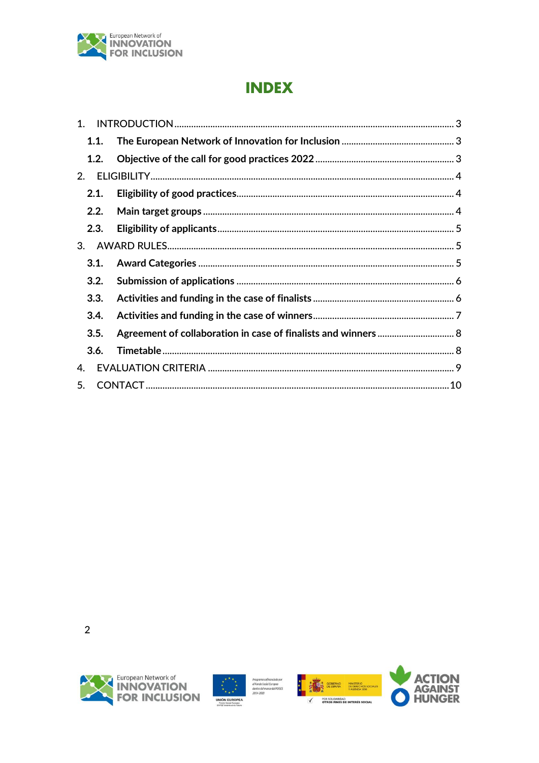# INDEX

1. INTRODUCTION ..................................................................................................................... 3
   - **1.1. The European Network of Innovation for Inclusion** ............................................... 3
   - **1.2. Objective of the call for good practices 2022** .......................................................... 3
2. ELIGIBILITY ............................................................................................................................. 4
   - **2.1. Eligibility of good practices** ......................................................................................... 4
   - **2.2. Main target groups** ......................................................................................................... 4
   - **2.3. Eligibility of applicants** ................................................................................................. 5
3. AWARD RULES ....................................................................................................................... 5
   - **3.1. Award Categories** .......................................................................................................... 5
   - **3.2. Submission of applications** .......................................................................................... 6
   - **3.3. Activities and funding in the case of finalists** ........................................................... 6
   - **3.4. Activities and funding in the case of winners** ........................................................... 7
   - **3.5. Agreement of collaboration in case of finalists and winners** ................................ 8
   - **3.6. Timetable** ......................................................................................................................... 8
4. EVALUATION CRITERIA ...................................................................................................... 9
5. CONTACT ............................................................................................................................. 10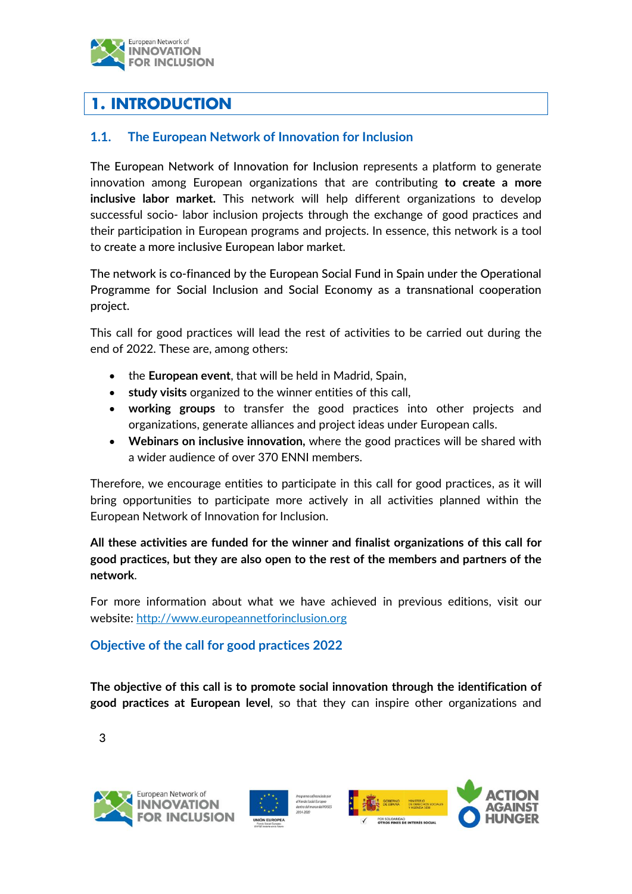# 1. INTRODUCTION

## 1.1. The European Network of Innovation for Inclusion

The European Network of Innovation for Inclusion represents a platform to generate innovation among European organizations that are contributing **to create a more inclusive labor market.** This network will help different organizations to develop successful socio- labor inclusion projects through the exchange of good practices and their participation in European programs and projects. In essence, this network is a tool to create a more inclusive European labor market.

The network is co-financed by the European Social Fund in Spain under the Operational Programme for Social Inclusion and Social Economy as a transnational cooperation project.

This call for good practices will lead the rest of activities to be carried out during the end of 2022. These are, among others:

- the **European event**, that will be held in Madrid, Spain,
- **study visits** organized to the winner entities of this call,
- **working groups** to transfer the good practices into other projects and organizations, generate alliances and project ideas under European calls.
- **Webinars on inclusive innovation,** where the good practices will be shared with a wider audience of over 370 ENNI members.

Therefore, we encourage entities to participate in this call for good practices, as it will bring opportunities to participate more actively in all activities planned within the European Network of Innovation for Inclusion.

**All these activities are funded for the winner and finalist organizations of this call for good practices, but they are also open to the rest of the members and partners of the network**.

For more information about what we have achieved in previous editions, visit our website: [http://www.europeannetforinclusion.org](http://www.europeannetforinclusion.org)

## Objective of the call for good practices 2022

**The objective of this call is to promote social innovation through the identification of good practices at European level**, so that they can inspire other organizations and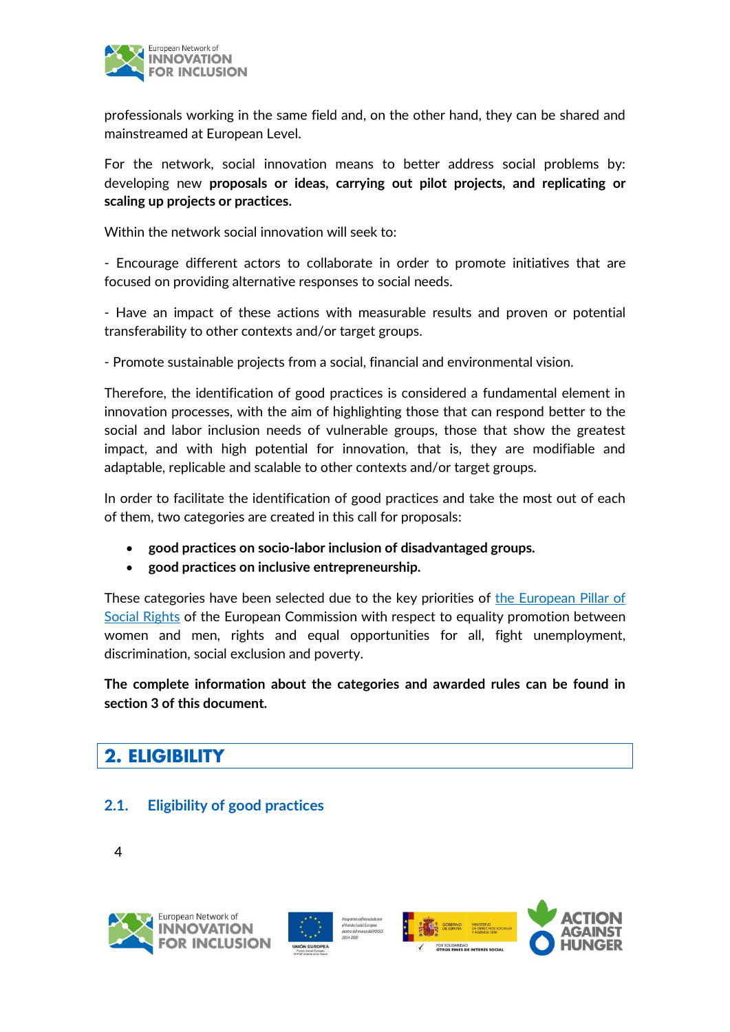professionals working in the same field and, on the other hand, they can be shared and mainstreamed at European Level.

For the network, social innovation means to better address social problems by: developing new **proposals or ideas, carrying out pilot projects, and replicating or scaling up projects or practices.**

Within the network social innovation will seek to:

- Encourage different actors to collaborate in order to promote initiatives that are focused on providing alternative responses to social needs.

- Have an impact of these actions with measurable results and proven or potential transferability to other contexts and/or target groups.

- Promote sustainable projects from a social, financial and environmental vision.

Therefore, the identification of good practices is considered a fundamental element in innovation processes, with the aim of highlighting those that can respond better to the social and labor inclusion needs of vulnerable groups, those that show the greatest impact, and with high potential for innovation, that is, they are modifiable and adaptable, replicable and scalable to other contexts and/or target groups.

In order to facilitate the identification of good practices and take the most out of each of them, two categories are created in this call for proposals:

- **good practices on socio-labor inclusion of disadvantaged groups.**
- **good practices on inclusive entrepreneurship.**

These categories have been selected due to the key priorities of the European Pillar of Social Rights of the European Commission with respect to equality promotion between women and men, rights and equal opportunities for all, fight unemployment, discrimination, social exclusion and poverty.

**The complete information about the categories and awarded rules can be found in section 3 of this document.**

# 2. ELIGIBILITY

## 2.1. Eligibility of good practices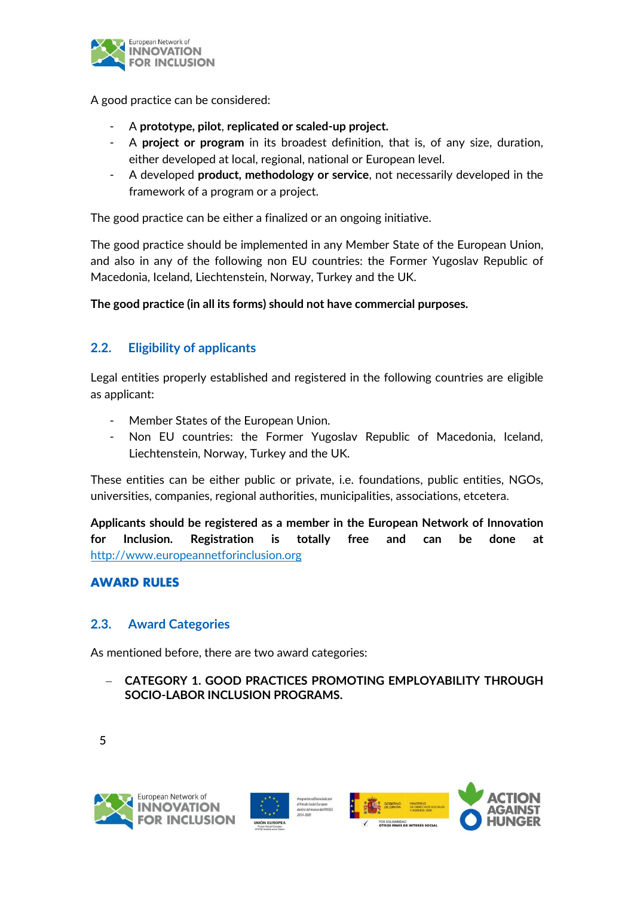A good practice can be considered:

- A **prototype, pilot**, **replicated or scaled-up project.**
- A **project or program** in its broadest definition, that is, of any size, duration, either developed at local, regional, national or European level.
- A developed **product, methodology or service**, not necessarily developed in the framework of a program or a project.

The good practice can be either a finalized or an ongoing initiative.

The good practice should be implemented in any Member State of the European Union, and also in any of the following non EU countries: the Former Yugoslav Republic of Macedonia, Iceland, Liechtenstein, Norway, Turkey and the UK.

**The good practice (in all its forms) should not have commercial purposes.**

## 2.2. Eligibility of applicants

Legal entities properly established and registered in the following countries are eligible as applicant:

- Member States of the European Union.
- Non EU countries: the Former Yugoslav Republic of Macedonia, Iceland, Liechtenstein, Norway, Turkey and the UK.

These entities can be either public or private, i.e. foundations, public entities, NGOs, universities, companies, regional authorities, municipalities, associations, etcetera.

**Applicants should be registered as a member in the European Network of Innovation for Inclusion. Registration is totally free and can be done at** http://www.europeannetforinclusion.org

# AWARD RULES

## 2.3. Award Categories

As mentioned before, there are two award categories:

- **CATEGORY 1. GOOD PRACTICES PROMOTING EMPLOYABILITY THROUGH SOCIO-LABOR INCLUSION PROGRAMS.**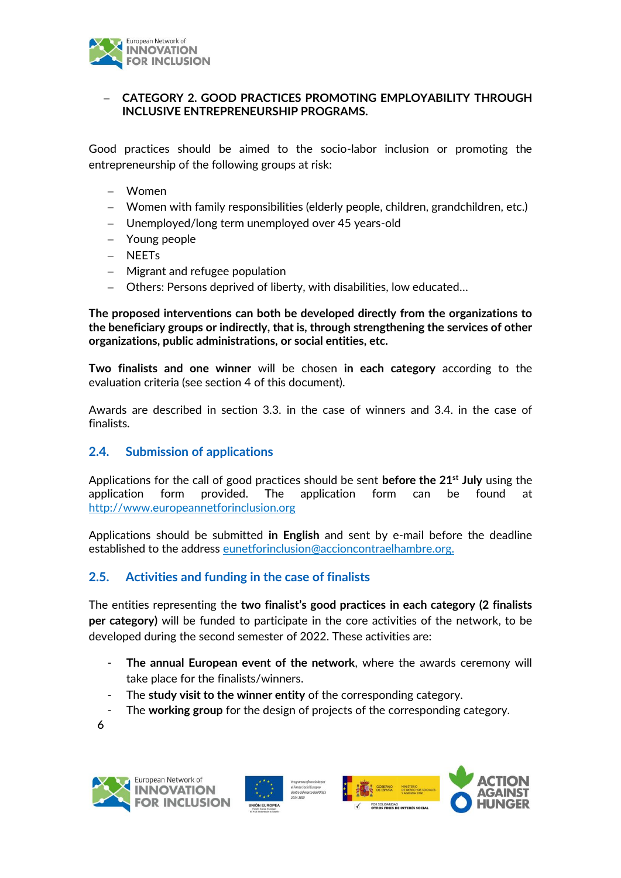- **CATEGORY 2. GOOD PRACTICES PROMOTING EMPLOYABILITY THROUGH INCLUSIVE ENTREPRENEURSHIP PROGRAMS.**

Good practices should be aimed to the socio-labor inclusion or promoting the entrepreneurship of the following groups at risk:

- Women
- Women with family responsibilities (elderly people, children, grandchildren, etc.)
- Unemployed/long term unemployed over 45 years-old
- Young people
- NEETs
- Migrant and refugee population
- Others: Persons deprived of liberty, with disabilities, low educated…

**The proposed interventions can both be developed directly from the organizations to the beneficiary groups or indirectly, that is, through strengthening the services of other organizations, public administrations, or social entities, etc.**

**Two finalists and one winner** will be chosen **in each category** according to the evaluation criteria (see section 4 of this document).

Awards are described in section 3.3. in the case of winners and 3.4. in the case of finalists.

## 2.4. Submission of applications

Applications for the call of good practices should be sent **before the 21st July** using the application form provided. The application form can be found at http://www.europeannetforinclusion.org

Applications should be submitted **in English** and sent by e-mail before the deadline established to the address eunetforinclusion@accioncontraelhambre.org.

## 2.5. Activities and funding in the case of finalists

The entities representing the **two finalist's good practices in each category (2 finalists per category)** will be funded to participate in the core activities of the network, to be developed during the second semester of 2022. These activities are:

- **The annual European event of the network**, where the awards ceremony will take place for the finalists/winners.
- The **study visit to the winner entity** of the corresponding category.
- The **working group** for the design of projects of the corresponding category.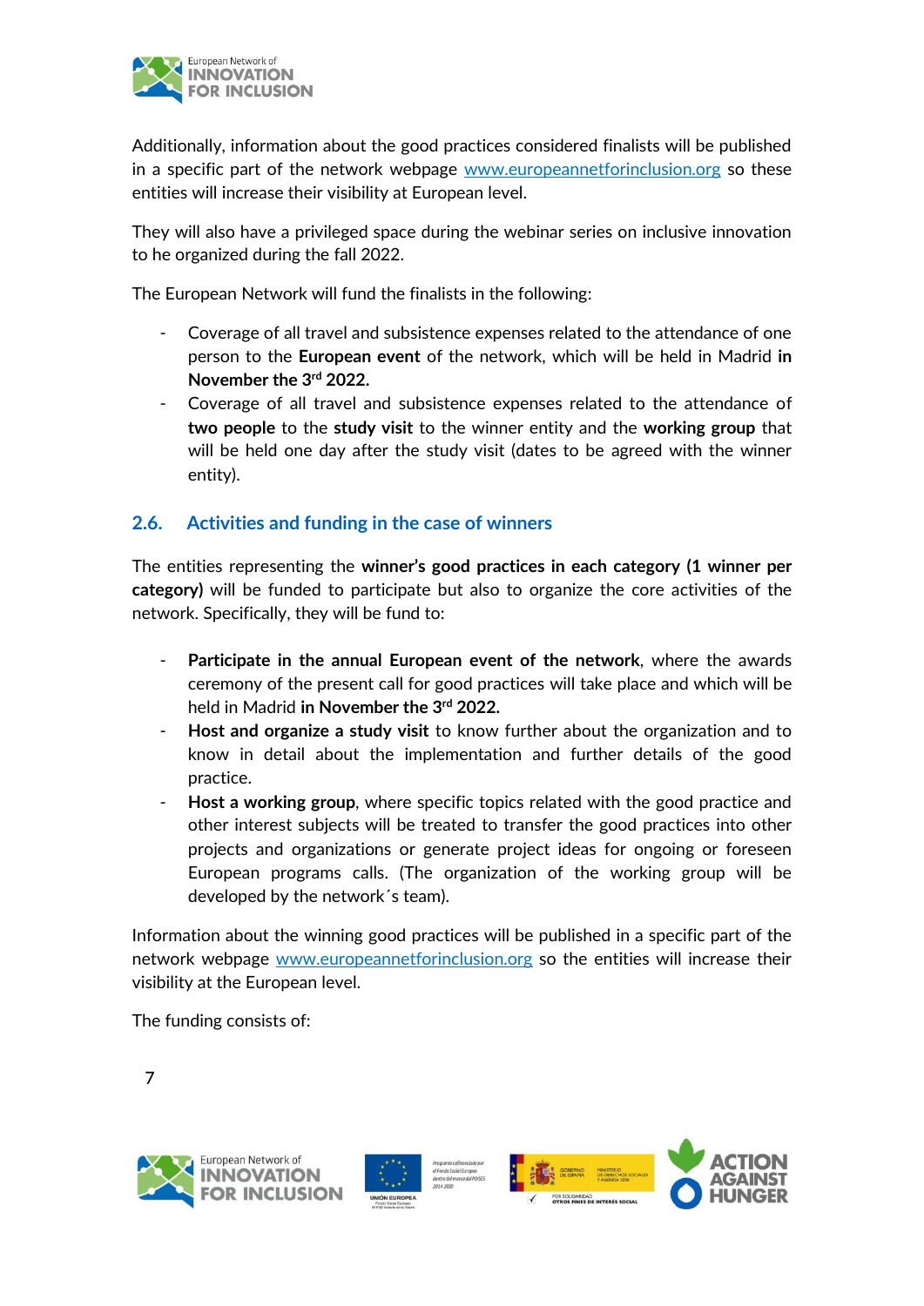Additionally, information about the good practices considered finalists will be published in a specific part of the network webpage www.europeannetforinclusion.org so these entities will increase their visibility at European level.

They will also have a privileged space during the webinar series on inclusive innovation to he organized during the fall 2022.

The European Network will fund the finalists in the following:

- Coverage of all travel and subsistence expenses related to the attendance of one person to the **European event** of the network, which will be held in Madrid **in November the 3rd 2022.**
- Coverage of all travel and subsistence expenses related to the attendance of **two people** to the **study visit** to the winner entity and the **working group** that will be held one day after the study visit (dates to be agreed with the winner entity).

## 2.6. Activities and funding in the case of winners

The entities representing the **winner's good practices in each category (1 winner per category)** will be funded to participate but also to organize the core activities of the network. Specifically, they will be fund to:

- **Participate in the annual European event of the network**, where the awards ceremony of the present call for good practices will take place and which will be held in Madrid **in November the 3rd 2022.**
- **Host and organize a study visit** to know further about the organization and to know in detail about the implementation and further details of the good practice.
- **Host a working group**, where specific topics related with the good practice and other interest subjects will be treated to transfer the good practices into other projects and organizations or generate project ideas for ongoing or foreseen European programs calls. (The organization of the working group will be developed by the network´s team).

Information about the winning good practices will be published in a specific part of the network webpage www.europeannetforinclusion.org so the entities will increase their visibility at the European level.

The funding consists of: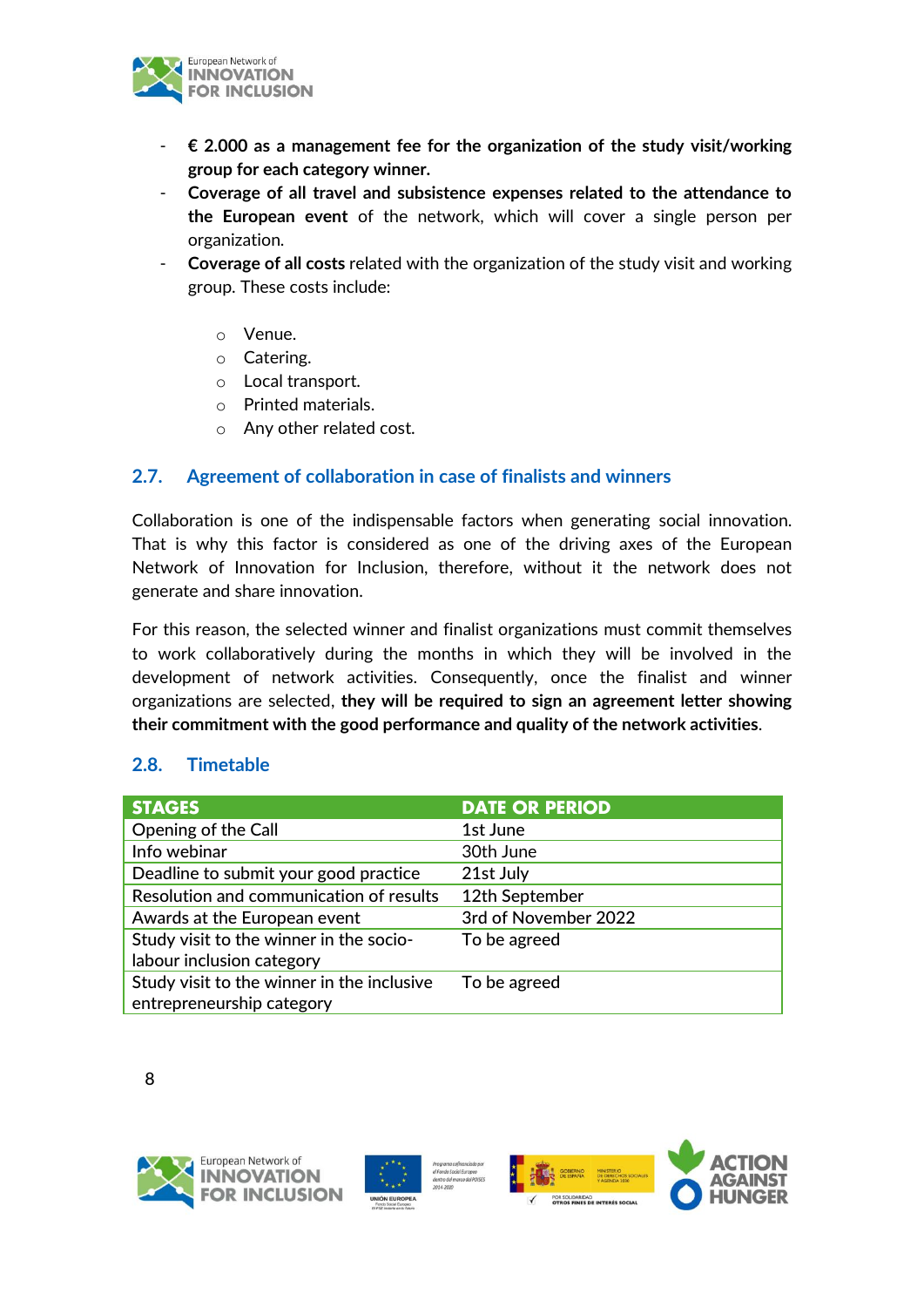- **€ 2.000 as a management fee for the organization of the study visit/working group for each category winner.**
- **Coverage of all travel and subsistence expenses related to the attendance to the European event** of the network, which will cover a single person per organization.
- **Coverage of all costs** related with the organization of the study visit and working group. These costs include:
    - Venue.
    - Catering.
    - Local transport.
    - Printed materials.
    - Any other related cost.

## 2.7. Agreement of collaboration in case of finalists and winners

Collaboration is one of the indispensable factors when generating social innovation. That is why this factor is considered as one of the driving axes of the European Network of Innovation for Inclusion, therefore, without it the network does not generate and share innovation.

For this reason, the selected winner and finalist organizations must commit themselves to work collaboratively during the months in which they will be involved in the development of network activities. Consequently, once the finalist and winner organizations are selected, **they will be required to sign an agreement letter showing their commitment with the good performance and quality of the network activities**.

## 2.8. Timetable

| STAGES | DATE OR PERIOD |
| --- | --- |
| Opening of the Call | 1st June |
| Info webinar | 30th June |
| Deadline to submit your good practice | 21st July |
| Resolution and communication of results | 12th September |
| Awards at the European event | 3rd of November 2022 |
| Study visit to the winner in the socio-labour inclusion category | To be agreed |
| Study visit to the winner in the inclusive entrepreneurship category | To be agreed |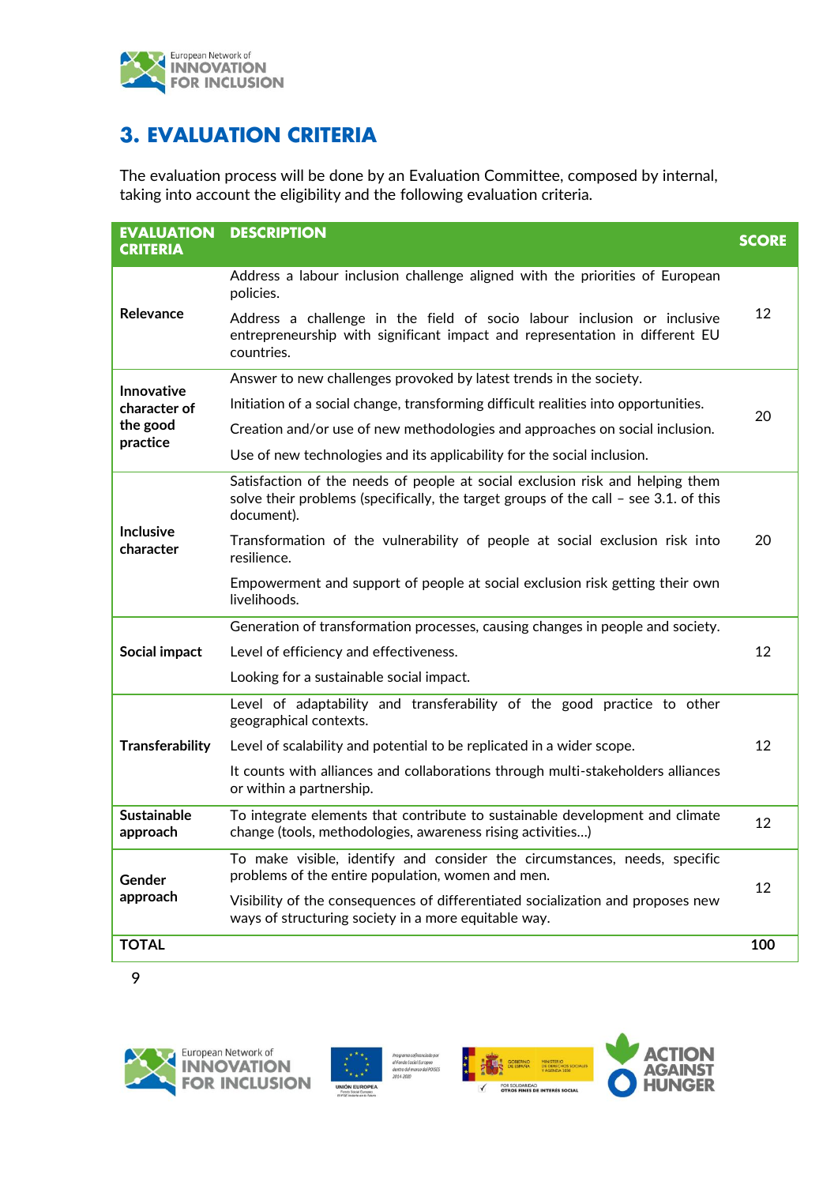# 3. EVALUATION CRITERIA

The evaluation process will be done by an Evaluation Committee, composed by internal, taking into account the eligibility and the following evaluation criteria.

| EVALUATION CRITERIA | DESCRIPTION | SCORE |
|---|---|---|
| **Relevance** | Address a labour inclusion challenge aligned with the priorities of European policies.<br><br>Address a challenge in the field of socio labour inclusion or inclusive entrepreneurship with significant impact and representation in different EU countries. | 12 |
| **Innovative character of the good practice** | Answer to new challenges provoked by latest trends in the society.<br><br>Initiation of a social change, transforming difficult realities into opportunities.<br><br>Creation and/or use of new methodologies and approaches on social inclusion.<br><br>Use of new technologies and its applicability for the social inclusion. | 20 |
| **Inclusive character** | Satisfaction of the needs of people at social exclusion risk and helping them solve their problems (specifically, the target groups of the call – see 3.1. of this document).<br><br>Transformation of the vulnerability of people at social exclusion risk into resilience.<br><br>Empowerment and support of people at social exclusion risk getting their own livelihoods. | 20 |
| **Social impact** | Generation of transformation processes, causing changes in people and society.<br><br>Level of efficiency and effectiveness.<br><br>Looking for a sustainable social impact. | 12 |
| **Transferability** | Level of adaptability and transferability of the good practice to other geographical contexts.<br><br>Level of scalability and potential to be replicated in a wider scope.<br><br>It counts with alliances and collaborations through multi-stakeholders alliances or within a partnership. | 12 |
| **Sustainable approach** | To integrate elements that contribute to sustainable development and climate change (tools, methodologies, awareness rising activities...) | 12 |
| **Gender approach** | To make visible, identify and consider the circumstances, needs, specific problems of the entire population, women and men.<br><br>Visibility of the consequences of differentiated socialization and proposes new ways of structuring society in a more equitable way. | 12 |
| **TOTAL** | | **100** |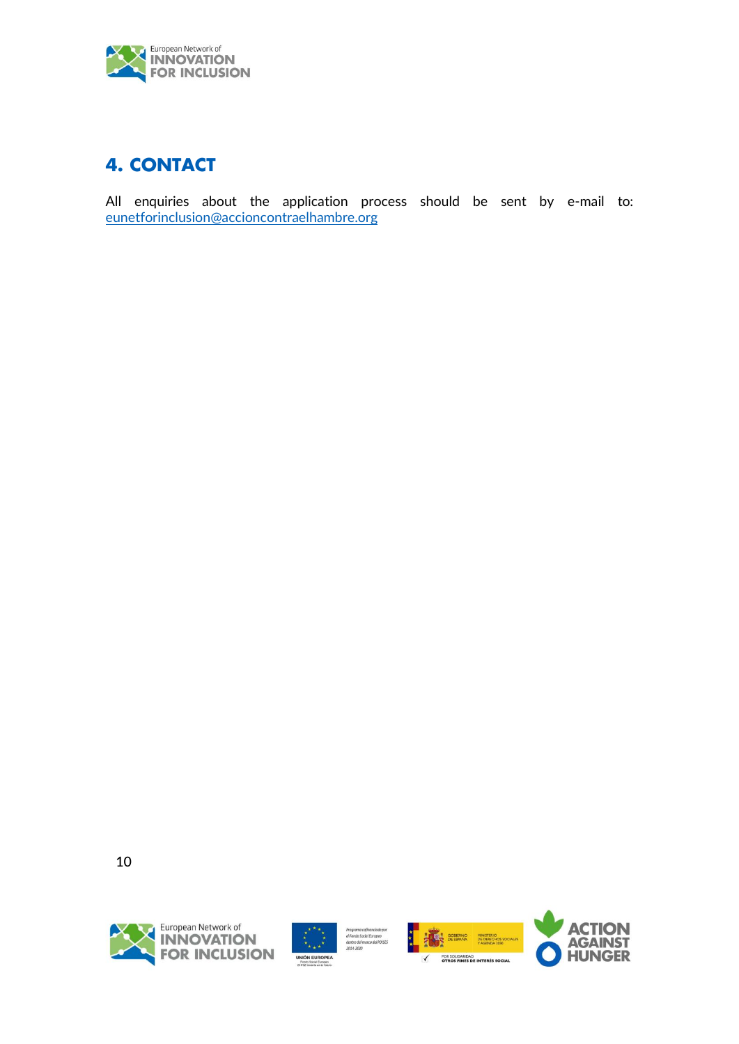## 4. CONTACT

All enquiries about the application process should be sent by e-mail to: eunetforinclusion@accioncontraelhambre.org